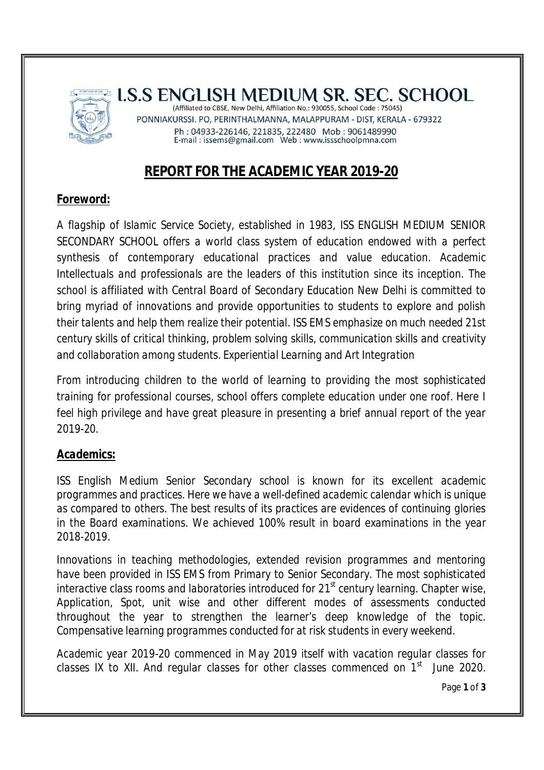# I.S.S ENGLISH MEDIUM SR. SEC. SCHOOL

(Affiliated to CBSE, New Delhi, Affiliation No.: 930055, School Code : 75045)
PONNIAKURSSI. PO, PERINTHALMANNA, MALAPPURAM - DIST, KERALA - 679322
Ph : 04933-226146, 221835, 222480 Mob : 9061489990
E-mail : issems@gmail.com Web : www.issschoolpmna.com

## REPORT FOR THE ACADEMIC YEAR 2019-20

### Foreword:

A flagship of Islamic Service Society, established in 1983, ISS ENGLISH MEDIUM SENIOR SECONDARY SCHOOL offers a world class system of education endowed with a perfect synthesis of contemporary educational practices and value education. Academic Intellectuals and professionals are the leaders of this institution since its inception. The school is affiliated with Central Board of Secondary Education New Delhi is committed to bring myriad of innovations and provide opportunities to students to explore and polish their talents and help them realize their potential. ISS EMS emphasize on much needed 21st century skills of critical thinking, problem solving skills, communication skills and creativity and collaboration among students. Experiential Learning and Art Integration

From introducing children to the world of learning to providing the most sophisticated training for professional courses, school offers complete education under one roof. Here I feel high privilege and have great pleasure in presenting a brief annual report of the year 2019-20.

### Academics:

ISS English Medium Senior Secondary school is known for its excellent academic programmes and practices. Here we have a well-defined academic calendar which is unique as compared to others. The best results of its practices are evidences of continuing glories in the Board examinations. We achieved 100% result in board examinations in the year 2018-2019.

Innovations in teaching methodologies, extended revision programmes and mentoring have been provided in ISS EMS from Primary to Senior Secondary. The most sophisticated interactive class rooms and laboratories introduced for 21st century learning. Chapter wise, Application, Spot, unit wise and other different modes of assessments conducted throughout the year to strengthen the learner's deep knowledge of the topic. Compensative learning programmes conducted for at risk students in every weekend.

Academic year 2019-20 commenced in May 2019 itself with vacation regular classes for classes IX to XII. And regular classes for other classes commenced on 1st June 2020.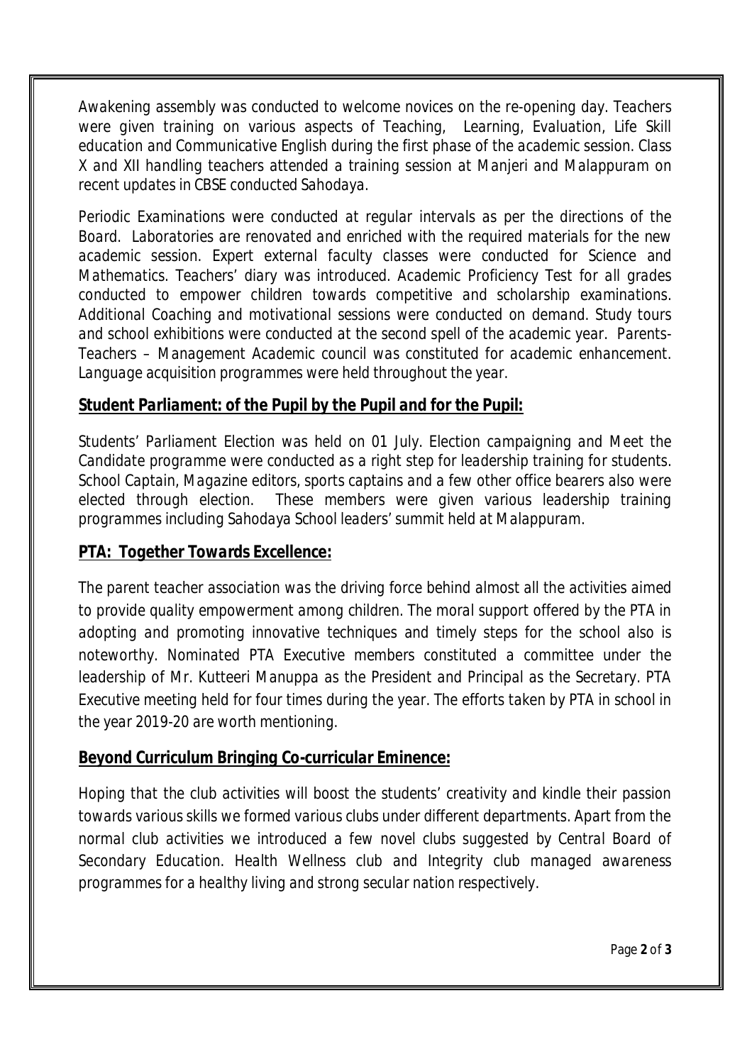Awakening assembly was conducted to welcome novices on the re-opening day. Teachers were given training on various aspects of Teaching, Learning, Evaluation, Life Skill education and Communicative English during the first phase of the academic session. Class X and XII handling teachers attended a training session at Manjeri and Malappuram on recent updates in CBSE conducted Sahodaya.

Periodic Examinations were conducted at regular intervals as per the directions of the Board. Laboratories are renovated and enriched with the required materials for the new academic session. Expert external faculty classes were conducted for Science and Mathematics. Teachers' diary was introduced. Academic Proficiency Test for all grades conducted to empower children towards competitive and scholarship examinations. Additional Coaching and motivational sessions were conducted on demand. Study tours and school exhibitions were conducted at the second spell of the academic year. Parents-Teachers – Management Academic council was constituted for academic enhancement. Language acquisition programmes were held throughout the year.

## Student Parliament: of the Pupil by the Pupil and for the Pupil:

Students' Parliament Election was held on 01 July. Election campaigning and Meet the Candidate programme were conducted as a right step for leadership training for students. School Captain, Magazine editors, sports captains and a few other office bearers also were elected through election. These members were given various leadership training programmes including Sahodaya School leaders' summit held at Malappuram.

## PTA: Together Towards Excellence:

The parent teacher association was the driving force behind almost all the activities aimed to provide quality empowerment among children. The moral support offered by the PTA in adopting and promoting innovative techniques and timely steps for the school also is noteworthy. Nominated PTA Executive members constituted a committee under the leadership of Mr. Kutteeri Manuppa as the President and Principal as the Secretary. PTA Executive meeting held for four times during the year. The efforts taken by PTA in school in the year 2019-20 are worth mentioning.

## Beyond Curriculum Bringing Co-curricular Eminence:

Hoping that the club activities will boost the students' creativity and kindle their passion towards various skills we formed various clubs under different departments. Apart from the normal club activities we introduced a few novel clubs suggested by Central Board of Secondary Education. Health Wellness club and Integrity club managed awareness programmes for a healthy living and strong secular nation respectively.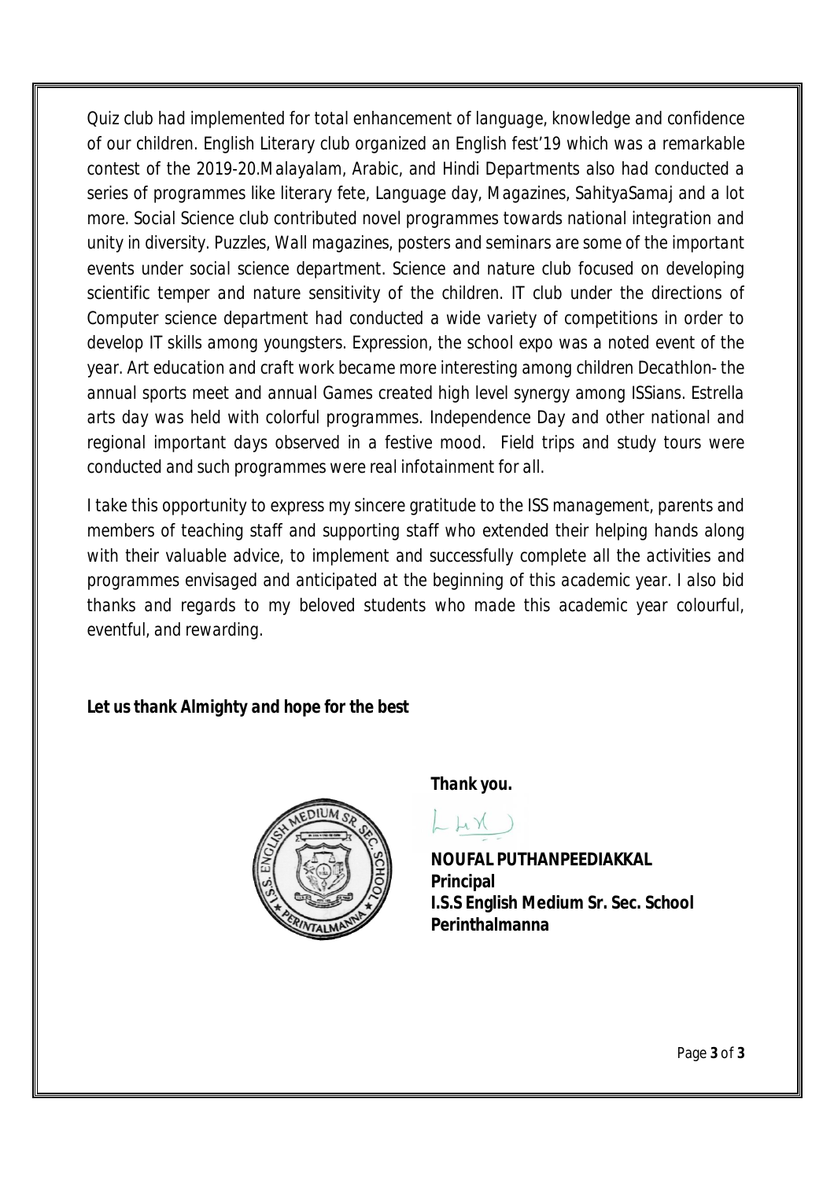Quiz club had implemented for total enhancement of language, knowledge and confidence of our children. English Literary club organized an English fest'19 which was a remarkable contest of the 2019-20.Malayalam, Arabic, and Hindi Departments also had conducted a series of programmes like literary fete, Language day, Magazines, SahityaSamaj and a lot more. Social Science club contributed novel programmes towards national integration and unity in diversity. Puzzles, Wall magazines, posters and seminars are some of the important events under social science department. Science and nature club focused on developing scientific temper and nature sensitivity of the children. IT club under the directions of Computer science department had conducted a wide variety of competitions in order to develop IT skills among youngsters. Expression, the school expo was a noted event of the year. Art education and craft work became more interesting among children Decathlon- the annual sports meet and annual Games created high level synergy among ISSians. Estrella arts day was held with colorful programmes. Independence Day and other national and regional important days observed in a festive mood. Field trips and study tours were conducted and such programmes were real infotainment for all.

I take this opportunity to express my sincere gratitude to the ISS management, parents and members of teaching staff and supporting staff who extended their helping hands along with their valuable advice, to implement and successfully complete all the activities and programmes envisaged and anticipated at the beginning of this academic year. I also bid thanks and regards to my beloved students who made this academic year colourful, eventful, and rewarding.

***Let us thank Almighty and hope for the best***

***Thank you.***

**NOUFAL PUTHANPEEDIAKKAL**
**Principal**
**I.S.S English Medium Sr. Sec. School**
**Perinthalmanna**